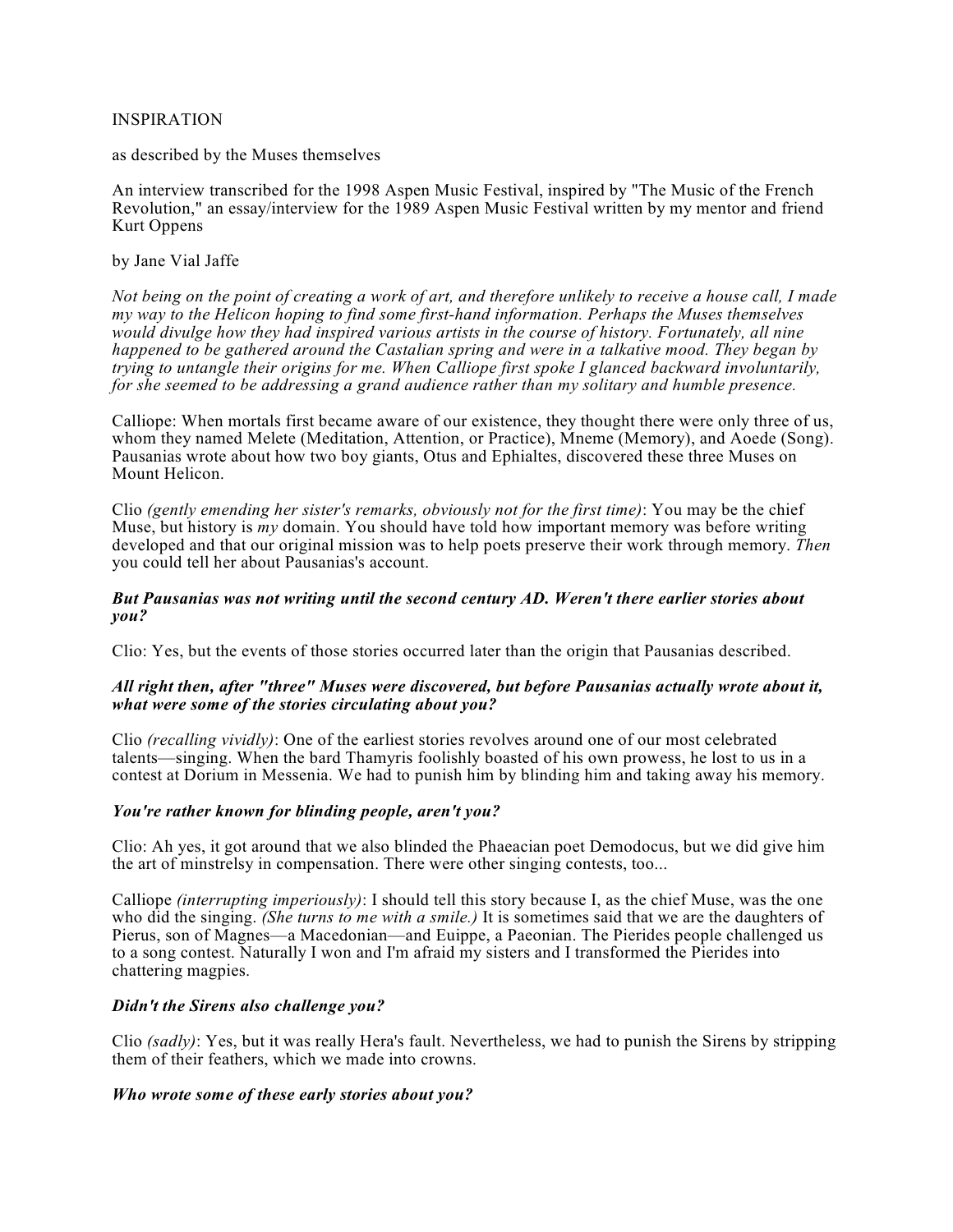# INSPIRATION

as described by the Muses themselves

An interview transcribed for the 1998 Aspen Music Festival, inspired by "The Music of the French Revolution," an essay/interview for the 1989 Aspen Music Festival written by my mentor and friend Kurt Oppens

by Jane Vial Jaffe

*Not being on the point of creating a work of art, and therefore unlikely to receive a house call, I made my way to the Helicon hoping to find some first-hand information. Perhaps the Muses themselves would divulge how they had inspired various artists in the course of history. Fortunately, all nine happened to be gathered around the Castalian spring and were in a talkative mood. They began by trying to untangle their origins for me. When Calliope first spoke I glanced backward involuntarily, for she seemed to be addressing a grand audience rather than my solitary and humble presence.*

Calliope: When mortals first became aware of our existence, they thought there were only three of us, whom they named Melete (Meditation, Attention, or Practice), Mneme (Memory), and Aoede (Song). Pausanias wrote about how two boy giants, Otus and Ephialtes, discovered these three Muses on Mount Helicon.

Clio *(gently emending her sister's remarks, obviously not for the first time)*: You may be the chief Muse, but history is *my* domain. You should have told how important memory was before writing developed and that our original mission was to help poets preserve their work through memory. *Then* you could tell her about Pausanias's account.

***But Pausanias was not writing until the second century AD. Weren't there earlier stories about you?***

Clio: Yes, but the events of those stories occurred later than the origin that Pausanias described.

***All right then, after "three" Muses were discovered, but before Pausanias actually wrote about it, what were some of the stories circulating about you?***

Clio *(recalling vividly)*: One of the earliest stories revolves around one of our most celebrated talents—singing. When the bard Thamyris foolishly boasted of his own prowess, he lost to us in a contest at Dorium in Messenia. We had to punish him by blinding him and taking away his memory.

***You're rather known for blinding people, aren't you?***

Clio: Ah yes, it got around that we also blinded the Phaeacian poet Demodocus, but we did give him the art of minstrelsy in compensation. There were other singing contests, too...

Calliope *(interrupting imperiously)*: I should tell this story because I, as the chief Muse, was the one who did the singing. *(She turns to me with a smile.)* It is sometimes said that we are the daughters of Pierus, son of Magnes—a Macedonian—and Euippe, a Paeonian. The Pierides people challenged us to a song contest. Naturally I won and I'm afraid my sisters and I transformed the Pierides into chattering magpies.

***Didn't the Sirens also challenge you?***

Clio *(sadly)*: Yes, but it was really Hera's fault. Nevertheless, we had to punish the Sirens by stripping them of their feathers, which we made into crowns.

***Who wrote some of these early stories about you?***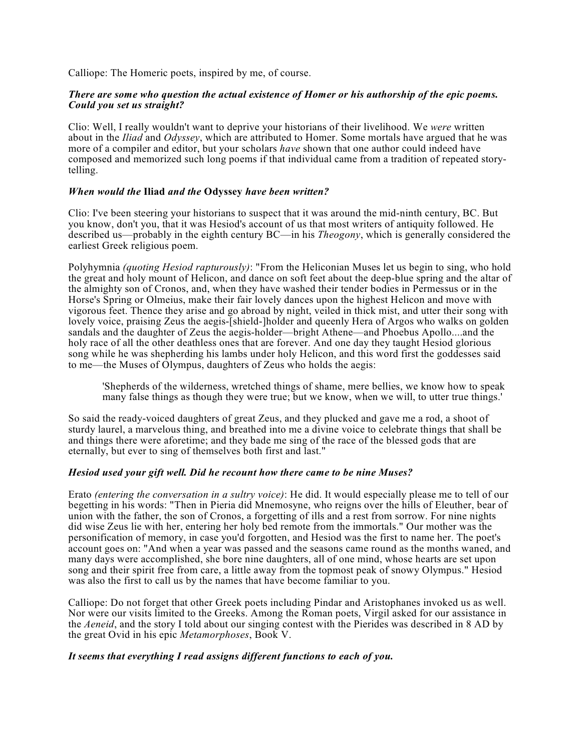Calliope: The Homeric poets, inspired by me, of course.

***There are some who question the actual existence of Homer or his authorship of the epic poems. Could you set us straight?***

Clio: Well, I really wouldn't want to deprive your historians of their livelihood. We *were* written about in the *Iliad* and *Odyssey*, which are attributed to Homer. Some mortals have argued that he was more of a compiler and editor, but your scholars *have* shown that one author could indeed have composed and memorized such long poems if that individual came from a tradition of repeated story-telling.

***When would the* Iliad *and the* Odyssey *have been written?***

Clio: I've been steering your historians to suspect that it was around the mid-ninth century, BC. But you know, don't you, that it was Hesiod's account of us that most writers of antiquity followed. He described us—probably in the eighth century BC—in his *Theogony*, which is generally considered the earliest Greek religious poem.

Polyhymnia *(quoting Hesiod rapturously)*: "From the Heliconian Muses let us begin to sing, who hold the great and holy mount of Helicon, and dance on soft feet about the deep-blue spring and the altar of the almighty son of Cronos, and, when they have washed their tender bodies in Permessus or in the Horse's Spring or Olmeius, make their fair lovely dances upon the highest Helicon and move with vigorous feet. Thence they arise and go abroad by night, veiled in thick mist, and utter their song with lovely voice, praising Zeus the aegis-[shield-]holder and queenly Hera of Argos who walks on golden sandals and the daughter of Zeus the aegis-holder—bright Athene—and Phoebus Apollo....and the holy race of all the other deathless ones that are forever. And one day they taught Hesiod glorious song while he was shepherding his lambs under holy Helicon, and this word first the goddesses said to me—the Muses of Olympus, daughters of Zeus who holds the aegis:

> 'Shepherds of the wilderness, wretched things of shame, mere bellies, we know how to speak many false things as though they were true; but we know, when we will, to utter true things.'

So said the ready-voiced daughters of great Zeus, and they plucked and gave me a rod, a shoot of sturdy laurel, a marvelous thing, and breathed into me a divine voice to celebrate things that shall be and things there were aforetime; and they bade me sing of the race of the blessed gods that are eternally, but ever to sing of themselves both first and last."

***Hesiod used your gift well. Did he recount how there came to be nine Muses?***

Erato *(entering the conversation in a sultry voice)*: He did. It would especially please me to tell of our begetting in his words: "Then in Pieria did Mnemosyne, who reigns over the hills of Eleuther, bear of union with the father, the son of Cronos, a forgetting of ills and a rest from sorrow. For nine nights did wise Zeus lie with her, entering her holy bed remote from the immortals." Our mother was the personification of memory, in case you'd forgotten, and Hesiod was the first to name her. The poet's account goes on: "And when a year was passed and the seasons came round as the months waned, and many days were accomplished, she bore nine daughters, all of one mind, whose hearts are set upon song and their spirit free from care, a little away from the topmost peak of snowy Olympus." Hesiod was also the first to call us by the names that have become familiar to you.

Calliope: Do not forget that other Greek poets including Pindar and Aristophanes invoked us as well. Nor were our visits limited to the Greeks. Among the Roman poets, Virgil asked for our assistance in the *Aeneid*, and the story I told about our singing contest with the Pierides was described in 8 AD by the great Ovid in his epic *Metamorphoses*, Book V.

***It seems that everything I read assigns different functions to each of you.***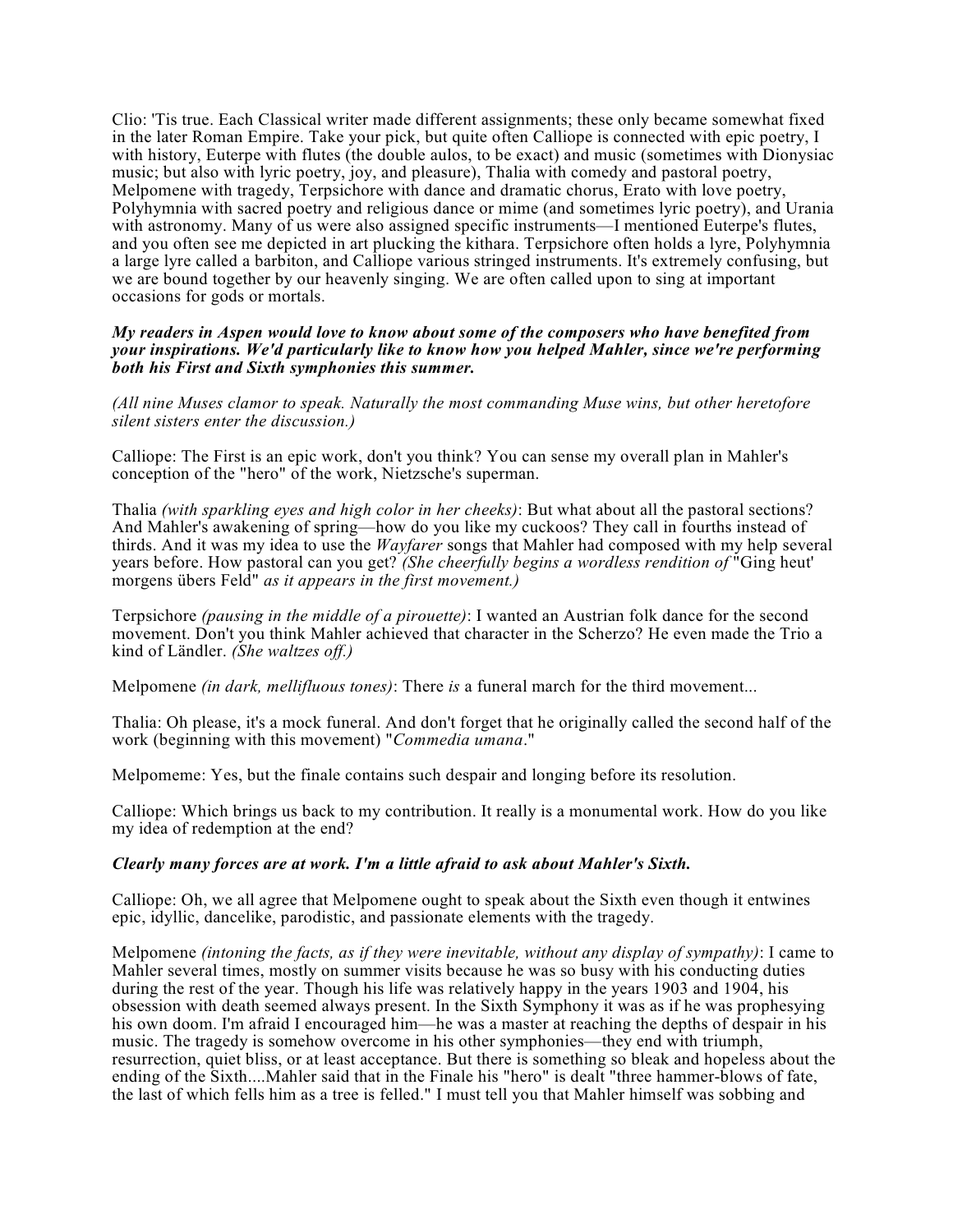Clio: 'Tis true. Each Classical writer made different assignments; these only became somewhat fixed in the later Roman Empire. Take your pick, but quite often Calliope is connected with epic poetry, I with history, Euterpe with flutes (the double aulos, to be exact) and music (sometimes with Dionysiac music; but also with lyric poetry, joy, and pleasure), Thalia with comedy and pastoral poetry, Melpomene with tragedy, Terpsichore with dance and dramatic chorus, Erato with love poetry, Polyhymnia with sacred poetry and religious dance or mime (and sometimes lyric poetry), and Urania with astronomy. Many of us were also assigned specific instruments—I mentioned Euterpe's flutes, and you often see me depicted in art plucking the kithara. Terpsichore often holds a lyre, Polyhymnia a large lyre called a barbiton, and Calliope various stringed instruments. It's extremely confusing, but we are bound together by our heavenly singing. We are often called upon to sing at important occasions for gods or mortals.

***My readers in Aspen would love to know about some of the composers who have benefited from your inspirations. We'd particularly like to know how you helped Mahler, since we're performing both his First and Sixth symphonies this summer.***

*(All nine Muses clamor to speak. Naturally the most commanding Muse wins, but other heretofore silent sisters enter the discussion.)*

Calliope: The First is an epic work, don't you think? You can sense my overall plan in Mahler's conception of the "hero" of the work, Nietzsche's superman.

Thalia *(with sparkling eyes and high color in her cheeks)*: But what about all the pastoral sections? And Mahler's awakening of spring—how do you like my cuckoos? They call in fourths instead of thirds. And it was my idea to use the *Wayfarer* songs that Mahler had composed with my help several years before. How pastoral can you get? *(She cheerfully begins a wordless rendition of* "Ging heut' morgens übers Feld" *as it appears in the first movement.)*

Terpsichore *(pausing in the middle of a pirouette)*: I wanted an Austrian folk dance for the second movement. Don't you think Mahler achieved that character in the Scherzo? He even made the Trio a kind of Ländler. *(She waltzes off.)*

Melpomene *(in dark, mellifluous tones)*: There *is* a funeral march for the third movement...

Thalia: Oh please, it's a mock funeral. And don't forget that he originally called the second half of the work (beginning with this movement) "*Commedia umana*."

Melpomeme: Yes, but the finale contains such despair and longing before its resolution.

Calliope: Which brings us back to my contribution. It really is a monumental work. How do you like my idea of redemption at the end?

***Clearly many forces are at work. I'm a little afraid to ask about Mahler's Sixth.***

Calliope: Oh, we all agree that Melpomene ought to speak about the Sixth even though it entwines epic, idyllic, dancelike, parodistic, and passionate elements with the tragedy.

Melpomene *(intoning the facts, as if they were inevitable, without any display of sympathy)*: I came to Mahler several times, mostly on summer visits because he was so busy with his conducting duties during the rest of the year. Though his life was relatively happy in the years 1903 and 1904, his obsession with death seemed always present. In the Sixth Symphony it was as if he was prophesying his own doom. I'm afraid I encouraged him—he was a master at reaching the depths of despair in his music. The tragedy is somehow overcome in his other symphonies—they end with triumph, resurrection, quiet bliss, or at least acceptance. But there is something so bleak and hopeless about the ending of the Sixth....Mahler said that in the Finale his "hero" is dealt "three hammer-blows of fate, the last of which fells him as a tree is felled." I must tell you that Mahler himself was sobbing and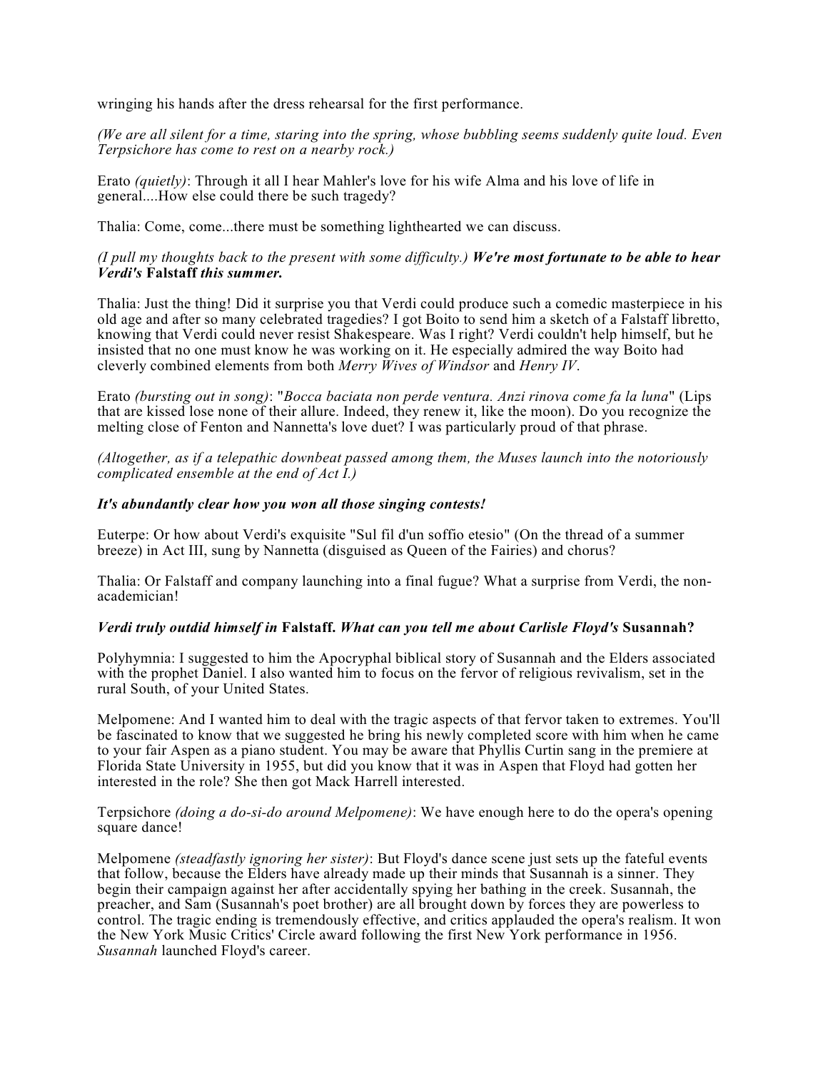wringing his hands after the dress rehearsal for the first performance.

*(We are all silent for a time, staring into the spring, whose bubbling seems suddenly quite loud. Even Terpsichore has come to rest on a nearby rock.)*

Erato *(quietly)*: Through it all I hear Mahler's love for his wife Alma and his love of life in general....How else could there be such tragedy?

Thalia: Come, come...there must be something lighthearted we can discuss.

*(I pull my thoughts back to the present with some difficulty.)* ***We're most fortunate to be able to hear Verdi's* Falstaff *this summer.***

Thalia: Just the thing! Did it surprise you that Verdi could produce such a comedic masterpiece in his old age and after so many celebrated tragedies? I got Boito to send him a sketch of a Falstaff libretto, knowing that Verdi could never resist Shakespeare. Was I right? Verdi couldn't help himself, but he insisted that no one must know he was working on it. He especially admired the way Boito had cleverly combined elements from both *Merry Wives of Windsor* and *Henry IV*.

Erato *(bursting out in song)*: "*Bocca baciata non perde ventura. Anzi rinova come fa la luna*" (Lips that are kissed lose none of their allure. Indeed, they renew it, like the moon). Do you recognize the melting close of Fenton and Nannetta's love duet? I was particularly proud of that phrase.

*(Altogether, as if a telepathic downbeat passed among them, the Muses launch into the notoriously complicated ensemble at the end of Act I.)*

***It's abundantly clear how you won all those singing contests!***

Euterpe: Or how about Verdi's exquisite "Sul fil d'un soffio etesio" (On the thread of a summer breeze) in Act III, sung by Nannetta (disguised as Queen of the Fairies) and chorus?

Thalia: Or Falstaff and company launching into a final fugue? What a surprise from Verdi, the non-academician!

***Verdi truly outdid himself in* Falstaff. *What can you tell me about Carlisle Floyd's* Susannah?**

Polyhymnia: I suggested to him the Apocryphal biblical story of Susannah and the Elders associated with the prophet Daniel. I also wanted him to focus on the fervor of religious revivalism, set in the rural South, of your United States.

Melpomene: And I wanted him to deal with the tragic aspects of that fervor taken to extremes. You'll be fascinated to know that we suggested he bring his newly completed score with him when he came to your fair Aspen as a piano student. You may be aware that Phyllis Curtin sang in the premiere at Florida State University in 1955, but did you know that it was in Aspen that Floyd had gotten her interested in the role? She then got Mack Harrell interested.

Terpsichore *(doing a do-si-do around Melpomene)*: We have enough here to do the opera's opening square dance!

Melpomene *(steadfastly ignoring her sister)*: But Floyd's dance scene just sets up the fateful events that follow, because the Elders have already made up their minds that Susannah is a sinner. They begin their campaign against her after accidentally spying her bathing in the creek. Susannah, the preacher, and Sam (Susannah's poet brother) are all brought down by forces they are powerless to control. The tragic ending is tremendously effective, and critics applauded the opera's realism. It won the New York Music Critics' Circle award following the first New York performance in 1956. *Susannah* launched Floyd's career.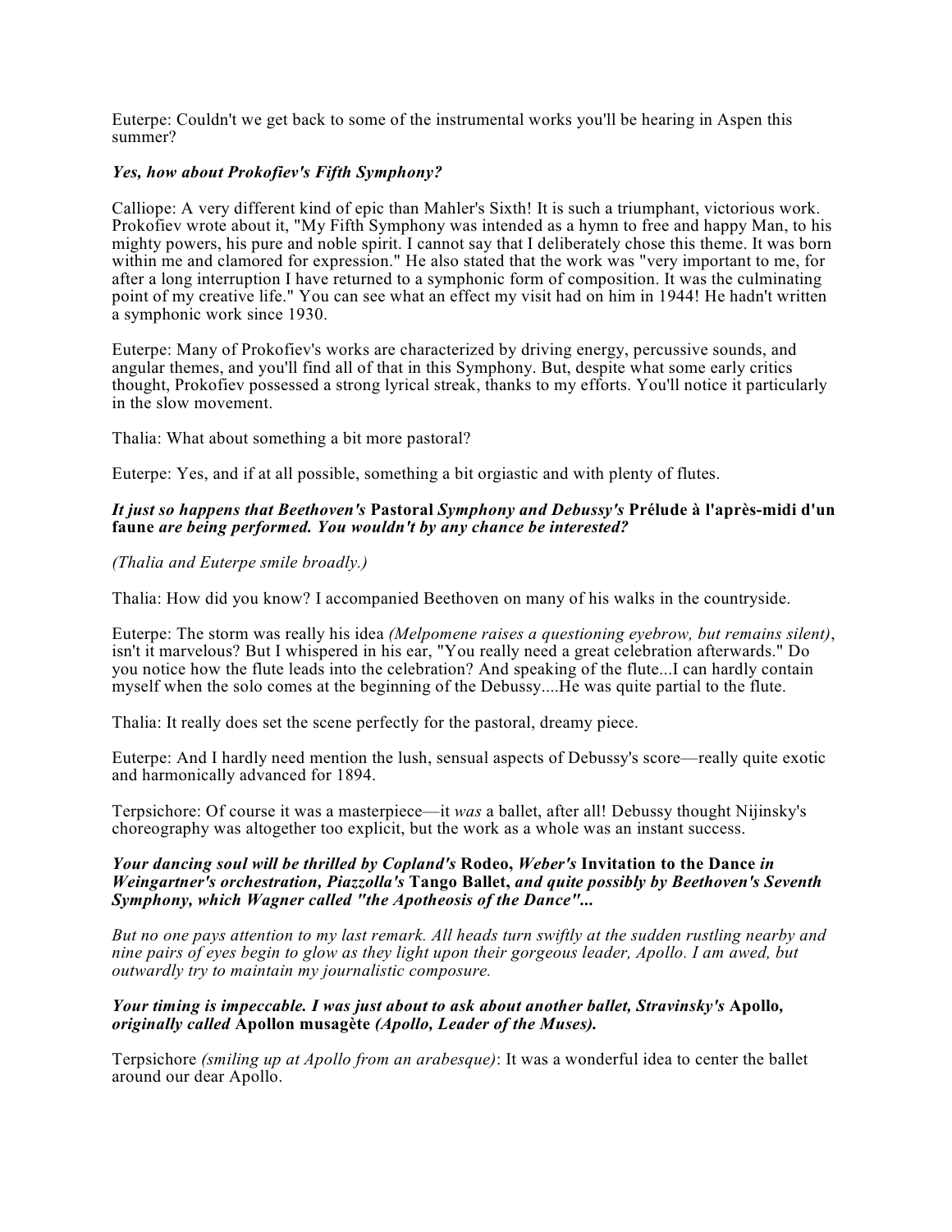Euterpe: Couldn't we get back to some of the instrumental works you'll be hearing in Aspen this summer?

***Yes, how about Prokofiev's Fifth Symphony?***

Calliope: A very different kind of epic than Mahler's Sixth! It is such a triumphant, victorious work. Prokofiev wrote about it, "My Fifth Symphony was intended as a hymn to free and happy Man, to his mighty powers, his pure and noble spirit. I cannot say that I deliberately chose this theme. It was born within me and clamored for expression." He also stated that the work was "very important to me, for after a long interruption I have returned to a symphonic form of composition. It was the culminating point of my creative life." You can see what an effect my visit had on him in 1944! He hadn't written a symphonic work since 1930.

Euterpe: Many of Prokofiev's works are characterized by driving energy, percussive sounds, and angular themes, and you'll find all of that in this Symphony. But, despite what some early critics thought, Prokofiev possessed a strong lyrical streak, thanks to my efforts. You'll notice it particularly in the slow movement.

Thalia: What about something a bit more pastoral?

Euterpe: Yes, and if at all possible, something a bit orgiastic and with plenty of flutes.

***It just so happens that Beethoven's* Pastoral *Symphony and Debussy's* Prélude à l'après-midi d'un faune *are being performed. You wouldn't by any chance be interested?***

*(Thalia and Euterpe smile broadly.)*

Thalia: How did you know? I accompanied Beethoven on many of his walks in the countryside.

Euterpe: The storm was really his idea *(Melpomene raises a questioning eyebrow, but remains silent)*, isn't it marvelous? But I whispered in his ear, "You really need a great celebration afterwards." Do you notice how the flute leads into the celebration? And speaking of the flute...I can hardly contain myself when the solo comes at the beginning of the Debussy....He was quite partial to the flute.

Thalia: It really does set the scene perfectly for the pastoral, dreamy piece.

Euterpe: And I hardly need mention the lush, sensual aspects of Debussy's score—really quite exotic and harmonically advanced for 1894.

Terpsichore: Of course it was a masterpiece—it *was* a ballet, after all! Debussy thought Nijinsky's choreography was altogether too explicit, but the work as a whole was an instant success.

***Your dancing soul will be thrilled by Copland's* Rodeo*, Weber's* Invitation to the Dance *in Weingartner's orchestration, Piazzolla's* Tango Ballet*, and quite possibly by Beethoven's Seventh Symphony, which Wagner called "the Apotheosis of the Dance"...***

*But no one pays attention to my last remark. All heads turn swiftly at the sudden rustling nearby and nine pairs of eyes begin to glow as they light upon their gorgeous leader, Apollo. I am awed, but outwardly try to maintain my journalistic composure.*

***Your timing is impeccable. I was just about to ask about another ballet, Stravinsky's* Apollo*, originally called* Apollon musagète *(Apollo, Leader of the Muses).***

Terpsichore *(smiling up at Apollo from an arabesque)*: It was a wonderful idea to center the ballet around our dear Apollo.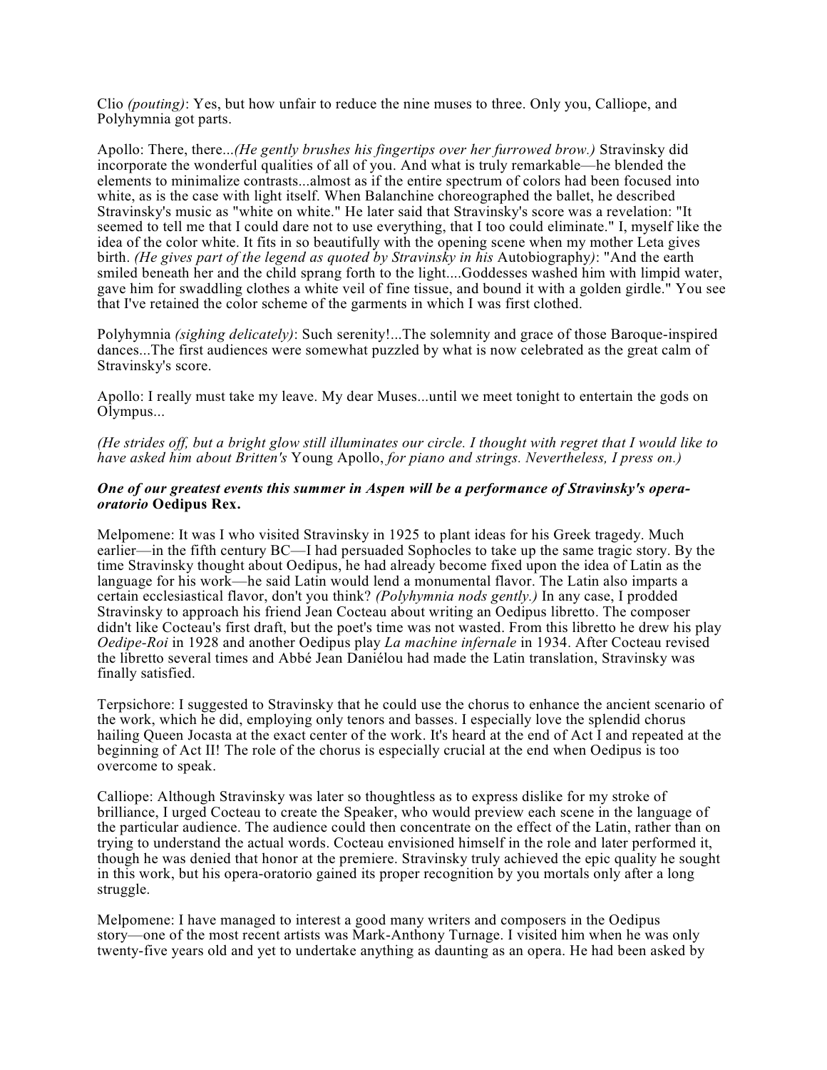Clio *(pouting)*: Yes, but how unfair to reduce the nine muses to three. Only you, Calliope, and Polyhymnia got parts.

Apollo: There, there...*(He gently brushes his fingertips over her furrowed brow.)* Stravinsky did incorporate the wonderful qualities of all of you. And what is truly remarkable—he blended the elements to minimalize contrasts...almost as if the entire spectrum of colors had been focused into white, as is the case with light itself. When Balanchine choreographed the ballet, he described Stravinsky's music as "white on white." He later said that Stravinsky's score was a revelation: "It seemed to tell me that I could dare not to use everything, that I too could eliminate." I, myself like the idea of the color white. It fits in so beautifully with the opening scene when my mother Leta gives birth. *(He gives part of the legend as quoted by Stravinsky in his* Autobiography*)*: "And the earth smiled beneath her and the child sprang forth to the light....Goddesses washed him with limpid water, gave him for swaddling clothes a white veil of fine tissue, and bound it with a golden girdle." You see that I've retained the color scheme of the garments in which I was first clothed.

Polyhymnia *(sighing delicately)*: Such serenity!...The solemnity and grace of those Baroque-inspired dances...The first audiences were somewhat puzzled by what is now celebrated as the great calm of Stravinsky's score.

Apollo: I really must take my leave. My dear Muses...until we meet tonight to entertain the gods on Olympus...

*(He strides off, but a bright glow still illuminates our circle. I thought with regret that I would like to have asked him about Britten's* Young Apollo, *for piano and strings. Nevertheless, I press on.)*

***One of our greatest events this summer in Aspen will be a performance of Stravinsky's opera-oratorio* Oedipus Rex.**

Melpomene: It was I who visited Stravinsky in 1925 to plant ideas for his Greek tragedy. Much earlier—in the fifth century BC—I had persuaded Sophocles to take up the same tragic story. By the time Stravinsky thought about Oedipus, he had already become fixed upon the idea of Latin as the language for his work—he said Latin would lend a monumental flavor. The Latin also imparts a certain ecclesiastical flavor, don't you think? *(Polyhymnia nods gently.)* In any case, I prodded Stravinsky to approach his friend Jean Cocteau about writing an Oedipus libretto. The composer didn't like Cocteau's first draft, but the poet's time was not wasted. From this libretto he drew his play *Oedipe-Roi* in 1928 and another Oedipus play *La machine infernale* in 1934. After Cocteau revised the libretto several times and Abbé Jean Daniélou had made the Latin translation, Stravinsky was finally satisfied.

Terpsichore: I suggested to Stravinsky that he could use the chorus to enhance the ancient scenario of the work, which he did, employing only tenors and basses. I especially love the splendid chorus hailing Queen Jocasta at the exact center of the work. It's heard at the end of Act I and repeated at the beginning of Act II! The role of the chorus is especially crucial at the end when Oedipus is too overcome to speak.

Calliope: Although Stravinsky was later so thoughtless as to express dislike for my stroke of brilliance, I urged Cocteau to create the Speaker, who would preview each scene in the language of the particular audience. The audience could then concentrate on the effect of the Latin, rather than on trying to understand the actual words. Cocteau envisioned himself in the role and later performed it, though he was denied that honor at the premiere. Stravinsky truly achieved the epic quality he sought in this work, but his opera-oratorio gained its proper recognition by you mortals only after a long struggle.

Melpomene: I have managed to interest a good many writers and composers in the Oedipus story—one of the most recent artists was Mark-Anthony Turnage. I visited him when he was only twenty-five years old and yet to undertake anything as daunting as an opera. He had been asked by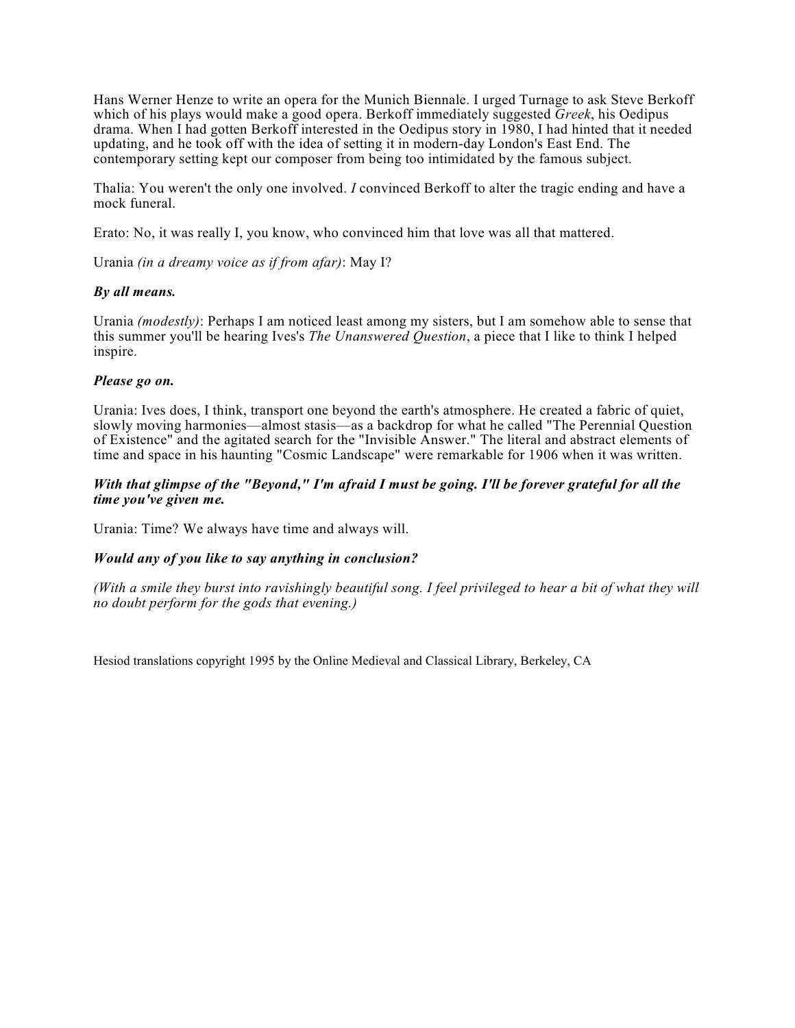Hans Werner Henze to write an opera for the Munich Biennale. I urged Turnage to ask Steve Berkoff which of his plays would make a good opera. Berkoff immediately suggested *Greek*, his Oedipus drama. When I had gotten Berkoff interested in the Oedipus story in 1980, I had hinted that it needed updating, and he took off with the idea of setting it in modern-day London's East End. The contemporary setting kept our composer from being too intimidated by the famous subject.

Thalia: You weren't the only one involved. *I* convinced Berkoff to alter the tragic ending and have a mock funeral.

Erato: No, it was really I, you know, who convinced him that love was all that mattered.

Urania *(in a dreamy voice as if from afar)*: May I?

***By all means.***

Urania *(modestly)*: Perhaps I am noticed least among my sisters, but I am somehow able to sense that this summer you'll be hearing Ives's *The Unanswered Question*, a piece that I like to think I helped inspire.

***Please go on.***

Urania: Ives does, I think, transport one beyond the earth's atmosphere. He created a fabric of quiet, slowly moving harmonies—almost stasis—as a backdrop for what he called "The Perennial Question of Existence" and the agitated search for the "Invisible Answer." The literal and abstract elements of time and space in his haunting "Cosmic Landscape" were remarkable for 1906 when it was written.

***With that glimpse of the "Beyond," I'm afraid I must be going. I'll be forever grateful for all the time you've given me.***

Urania: Time? We always have time and always will.

***Would any of you like to say anything in conclusion?***

*(With a smile they burst into ravishingly beautiful song. I feel privileged to hear a bit of what they will no doubt perform for the gods that evening.)*

Hesiod translations copyright 1995 by the Online Medieval and Classical Library, Berkeley, CA